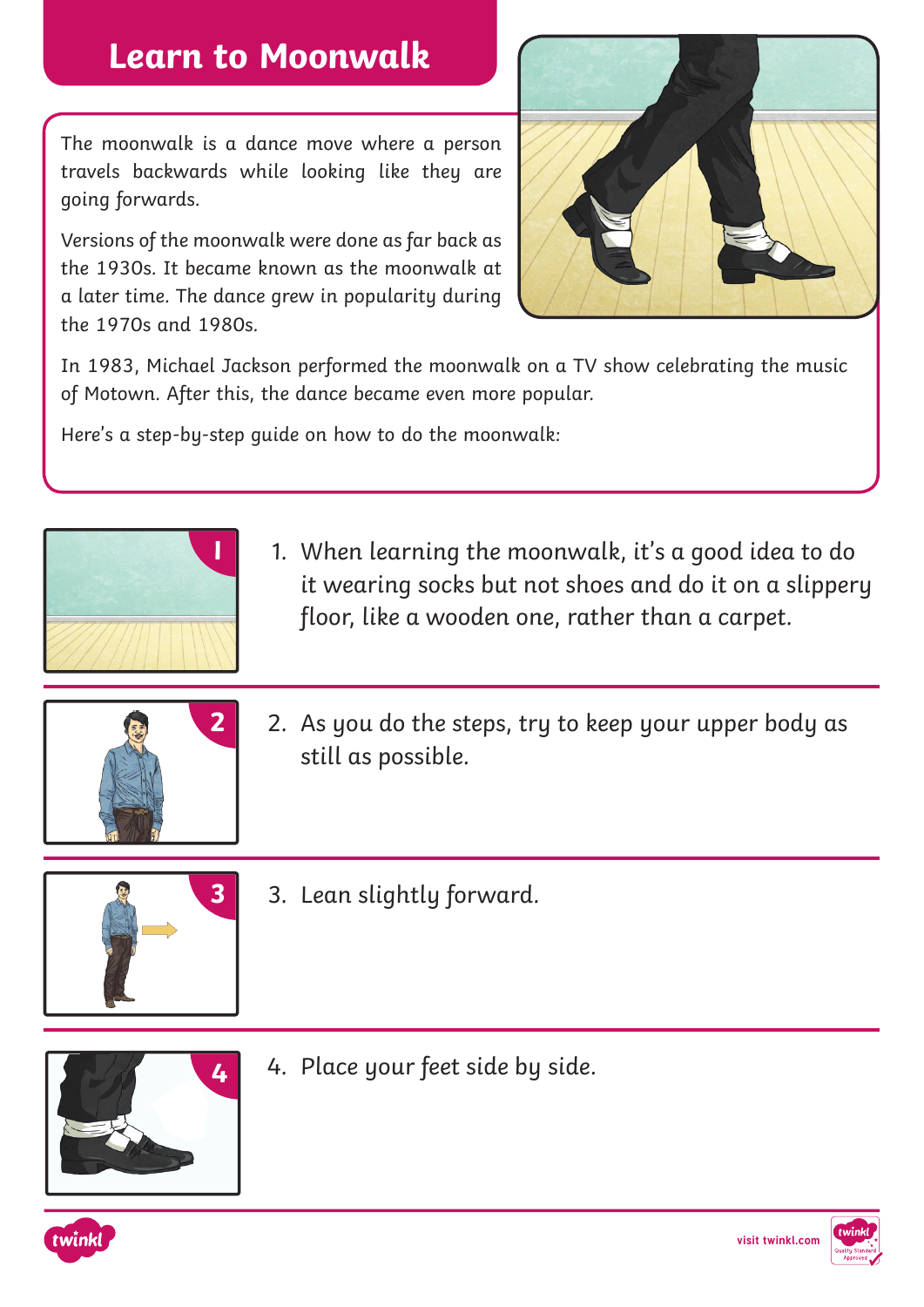# Learn to Moonwalk

The moonwalk is a dance move where a person travels backwards while looking like they are going forwards.

Versions of the moonwalk were done as far back as the 1930s. It became known as the moonwalk at a later time. The dance grew in popularity during the 1970s and 1980s.

In 1983, Michael Jackson performed the moonwalk on a TV show celebrating the music of Motown. After this, the dance became even more popular.

Here's a step-by-step guide on how to do the moonwalk:

1. When learning the moonwalk, it's a good idea to do it wearing socks but not shoes and do it on a slippery floor, like a wooden one, rather than a carpet.

2. As you do the steps, try to keep your upper body as still as possible.

3. Lean slightly forward.

4. Place your feet side by side.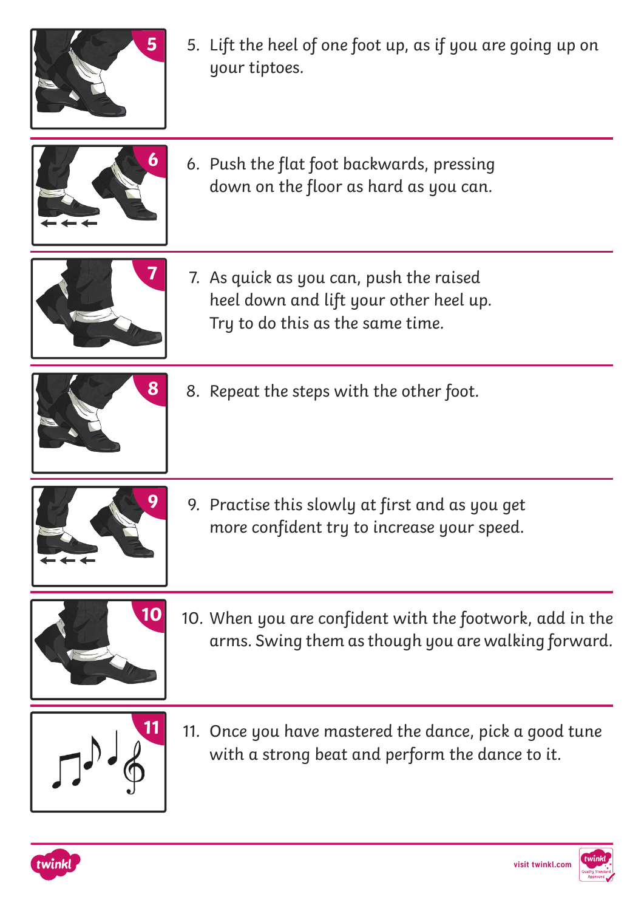5. Lift the heel of one foot up, as if you are going up on your tiptoes.

6. Push the flat foot backwards, pressing down on the floor as hard as you can.

7. As quick as you can, push the raised heel down and lift your other heel up. Try to do this as the same time.

8. Repeat the steps with the other foot.

9. Practise this slowly at first and as you get more confident try to increase your speed.

10. When you are confident with the footwork, add in the arms. Swing them as though you are walking forward.

11. Once you have mastered the dance, pick a good tune with a strong beat and perform the dance to it.